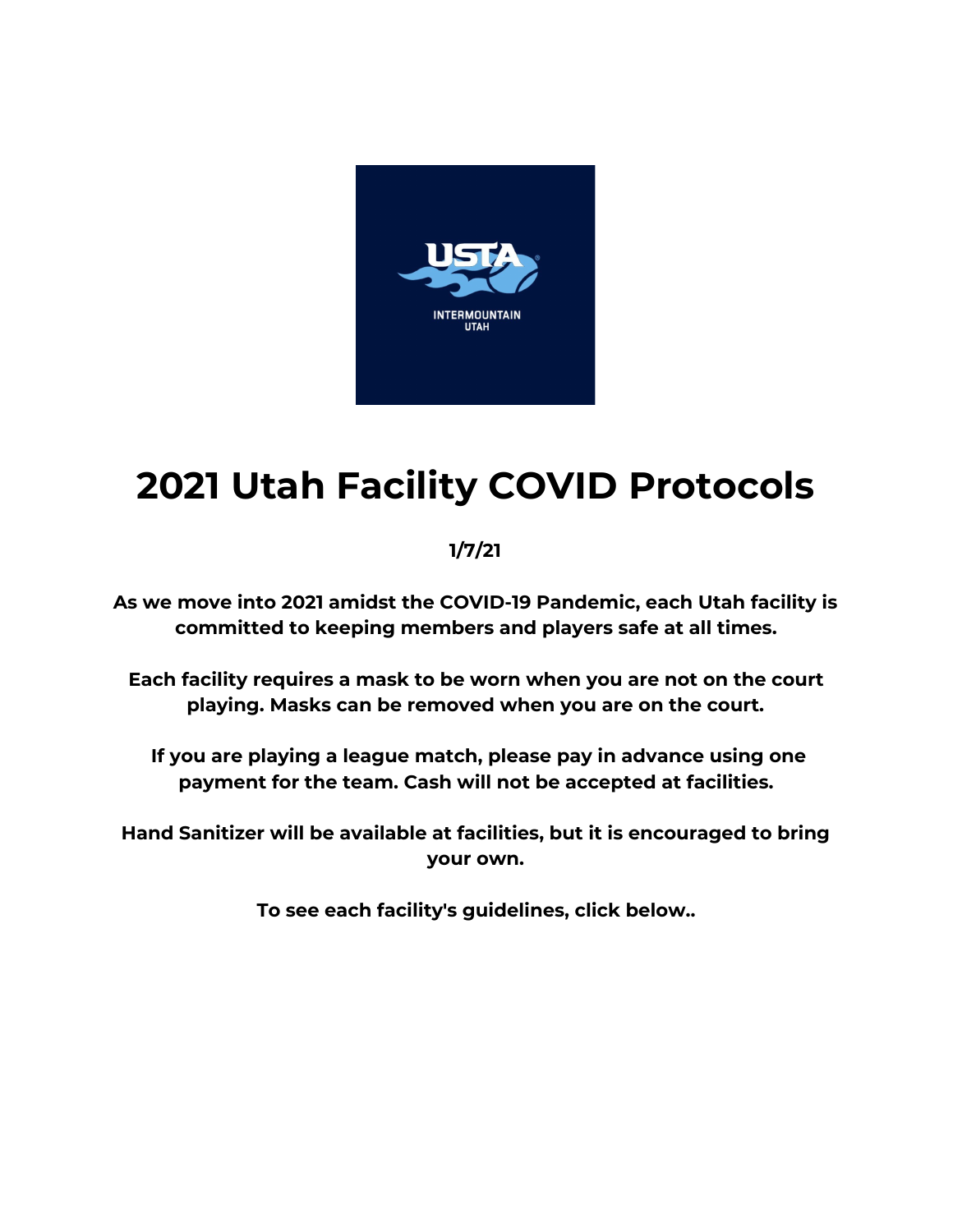# 2021 Utah Facility COVID Protocols

**1/7/21**

**As we move into 2021 amidst the COVID-19 Pandemic, each Utah facility is committed to keeping members and players safe at all times.**

**Each facility requires a mask to be worn when you are not on the court playing. Masks can be removed when you are on the court.**

**If you are playing a league match, please pay in advance using one payment for the team. Cash will not be accepted at facilities.**

**Hand Sanitizer will be available at facilities, but it is encouraged to bring your own.**

**To see each facility's guidelines, click below..**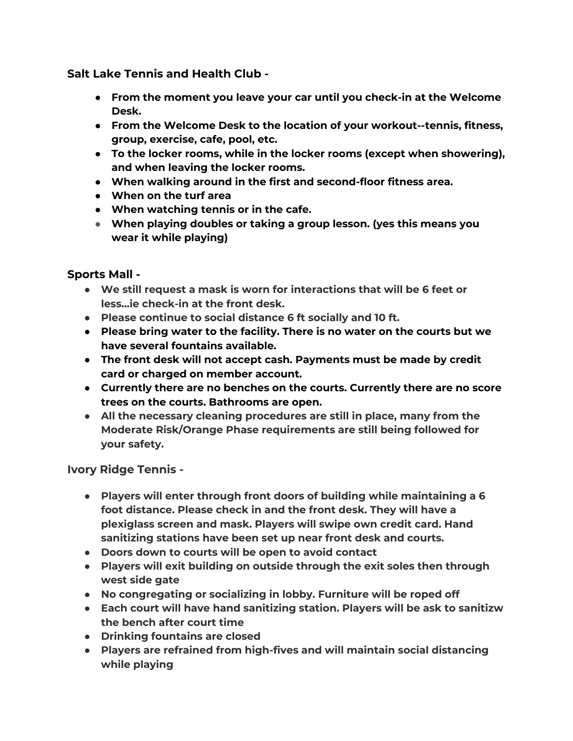**Salt Lake Tennis and Health Club -**

- **From the moment you leave your car until you check-in at the Welcome Desk.**
- **From the Welcome Desk to the location of your workout--tennis, fitness, group, exercise, cafe, pool, etc.**
- **To the locker rooms, while in the locker rooms (except when showering), and when leaving the locker rooms.**
- **When walking around in the first and second-floor fitness area.**
- **When on the turf area**
- **When watching tennis or in the cafe.**
- **When playing doubles or taking a group lesson. (yes this means you wear it while playing)**

**Sports Mall -**

- **We still request a mask is worn for interactions that will be 6 feet or less...ie check-in at the front desk.**
- **Please continue to social distance 6 ft socially and 10 ft.**
- **Please bring water to the facility. There is no water on the courts but we have several fountains available.**
- **The front desk will not accept cash. Payments must be made by credit card or charged on member account.**
- **Currently there are no benches on the courts. Currently there are no score trees on the courts. Bathrooms are open.**
- **All the necessary cleaning procedures are still in place, many from the Moderate Risk/Orange Phase requirements are still being followed for your safety.**

**Ivory Ridge Tennis -**

- **Players will enter through front doors of building while maintaining a 6 foot distance. Please check in and the front desk. They will have a plexiglass screen and mask. Players will swipe own credit card. Hand sanitizing stations have been set up near front desk and courts.**
- **Doors down to courts will be open to avoid contact**
- **Players will exit building on outside through the exit soles then through west side gate**
- **No congregating or socializing in lobby. Furniture will be roped off**
- **Each court will have hand sanitizing station. Players will be ask to sanitizw the bench after court time**
- **Drinking fountains are closed**
- **Players are refrained from high-fives and will maintain social distancing while playing**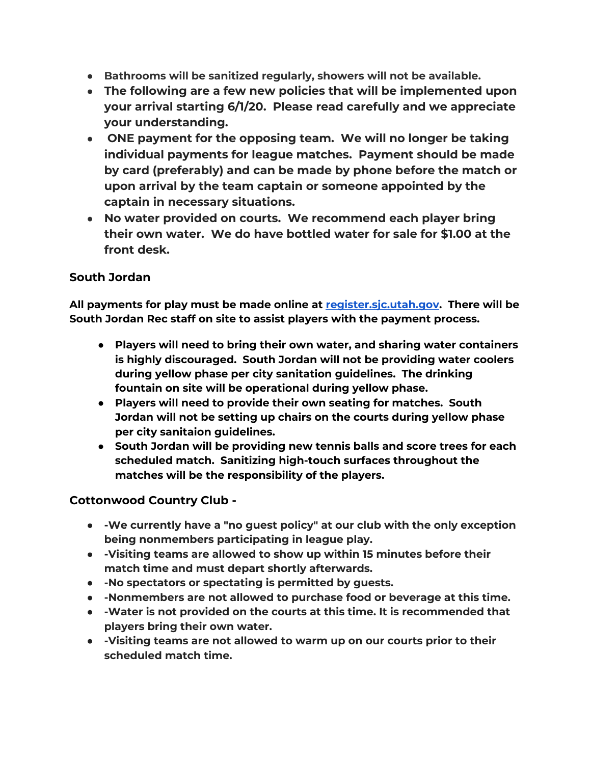- **Bathrooms will be sanitized regularly, showers will not be available.**
- **The following are a few new policies that will be implemented upon your arrival starting 6/1/20. Please read carefully and we appreciate your understanding.**
- **ONE payment for the opposing team. We will no longer be taking individual payments for league matches. Payment should be made by card (preferably) and can be made by phone before the match or upon arrival by the team captain or someone appointed by the captain in necessary situations.**
- **No water provided on courts. We recommend each player bring their own water. We do have bottled water for sale for $1.00 at the front desk.**

**South Jordan**

**All payments for play must be made online at [register.sjc.utah.gov](register.sjc.utah.gov). There will be South Jordan Rec staff on site to assist players with the payment process.**

- **Players will need to bring their own water, and sharing water containers is highly discouraged. South Jordan will not be providing water coolers during yellow phase per city sanitation guidelines. The drinking fountain on site will be operational during yellow phase.**
- **Players will need to provide their own seating for matches. South Jordan will not be setting up chairs on the courts during yellow phase per city sanitaion guidelines.**
- **South Jordan will be providing new tennis balls and score trees for each scheduled match. Sanitizing high-touch surfaces throughout the matches will be the responsibility of the players.**

**Cottonwood Country Club -**

- **-We currently have a "no guest policy" at our club with the only exception being nonmembers participating in league play.**
- **-Visiting teams are allowed to show up within 15 minutes before their match time and must depart shortly afterwards.**
- **-No spectators or spectating is permitted by guests.**
- **-Nonmembers are not allowed to purchase food or beverage at this time.**
- **-Water is not provided on the courts at this time. It is recommended that players bring their own water.**
- **-Visiting teams are not allowed to warm up on our courts prior to their scheduled match time.**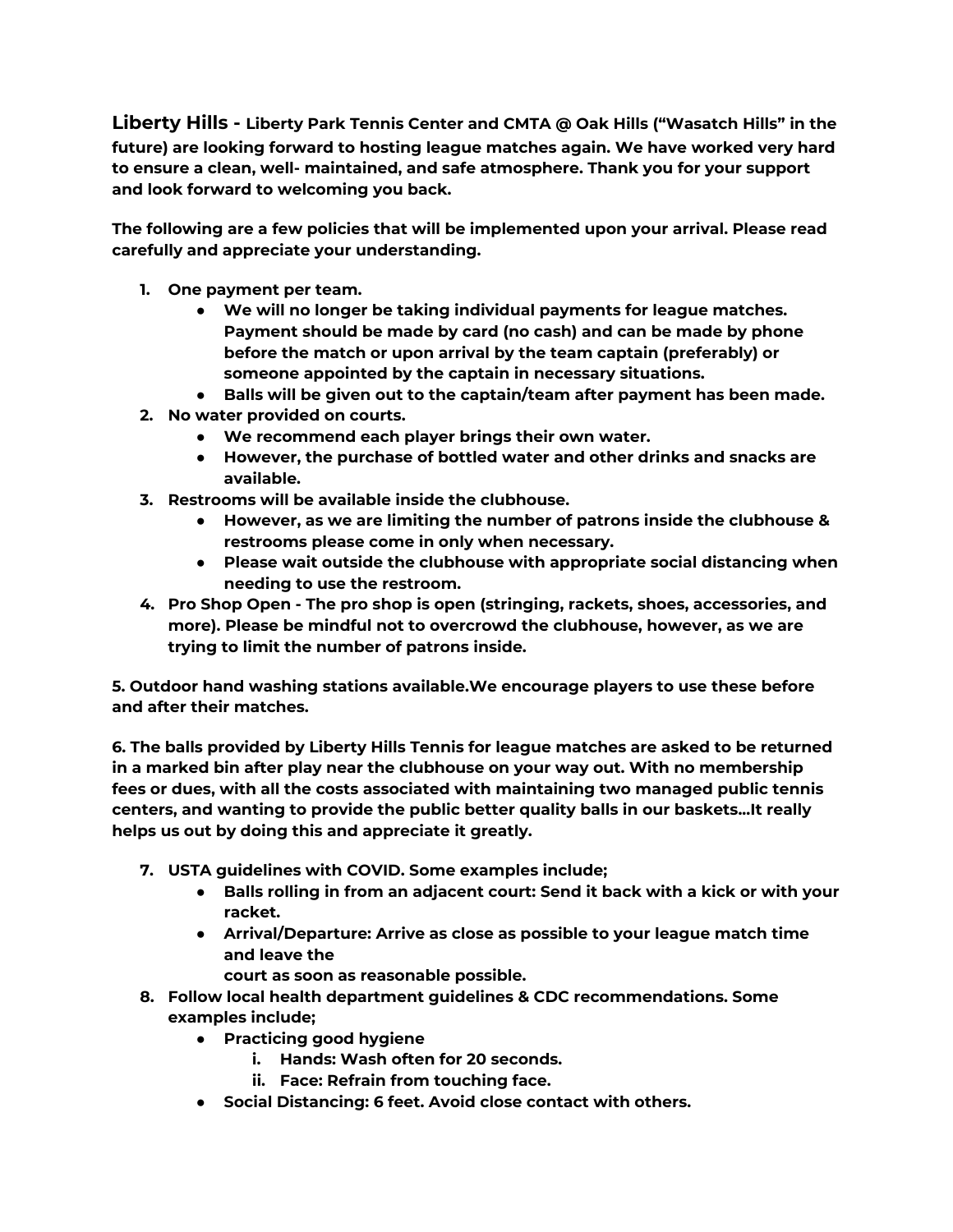**Liberty Hills - Liberty Park Tennis Center and CMTA @ Oak Hills ("Wasatch Hills" in the future) are looking forward to hosting league matches again. We have worked very hard to ensure a clean, well- maintained, and safe atmosphere. Thank you for your support and look forward to welcoming you back.**

**The following are a few policies that will be implemented upon your arrival. Please read carefully and appreciate your understanding.**

1. **One payment per team.**
   - **We will no longer be taking individual payments for league matches. Payment should be made by card (no cash) and can be made by phone before the match or upon arrival by the team captain (preferably) or someone appointed by the captain in necessary situations.**
   - **Balls will be given out to the captain/team after payment has been made.**
2. **No water provided on courts.**
   - **We recommend each player brings their own water.**
   - **However, the purchase of bottled water and other drinks and snacks are available.**
3. **Restrooms will be available inside the clubhouse.**
   - **However, as we are limiting the number of patrons inside the clubhouse & restrooms please come in only when necessary.**
   - **Please wait outside the clubhouse with appropriate social distancing when needing to use the restroom.**
4. **Pro Shop Open - The pro shop is open (stringing, rackets, shoes, accessories, and more). Please be mindful not to overcrowd the clubhouse, however, as we are trying to limit the number of patrons inside.**

**5. Outdoor hand washing stations available.We encourage players to use these before and after their matches.**

**6. The balls provided by Liberty Hills Tennis for league matches are asked to be returned in a marked bin after play near the clubhouse on your way out. With no membership fees or dues, with all the costs associated with maintaining two managed public tennis centers, and wanting to provide the public better quality balls in our baskets...It really helps us out by doing this and appreciate it greatly.**

7. **USTA guidelines with COVID. Some examples include;**
   - **Balls rolling in from an adjacent court: Send it back with a kick or with your racket.**
   - **Arrival/Departure: Arrive as close as possible to your league match time and leave the court as soon as reasonable possible.**
8. **Follow local health department guidelines & CDC recommendations. Some examples include;**
   - **Practicing good hygiene**
     1. **Hands: Wash often for 20 seconds.**
     2. **Face: Refrain from touching face.**
   - **Social Distancing: 6 feet. Avoid close contact with others.**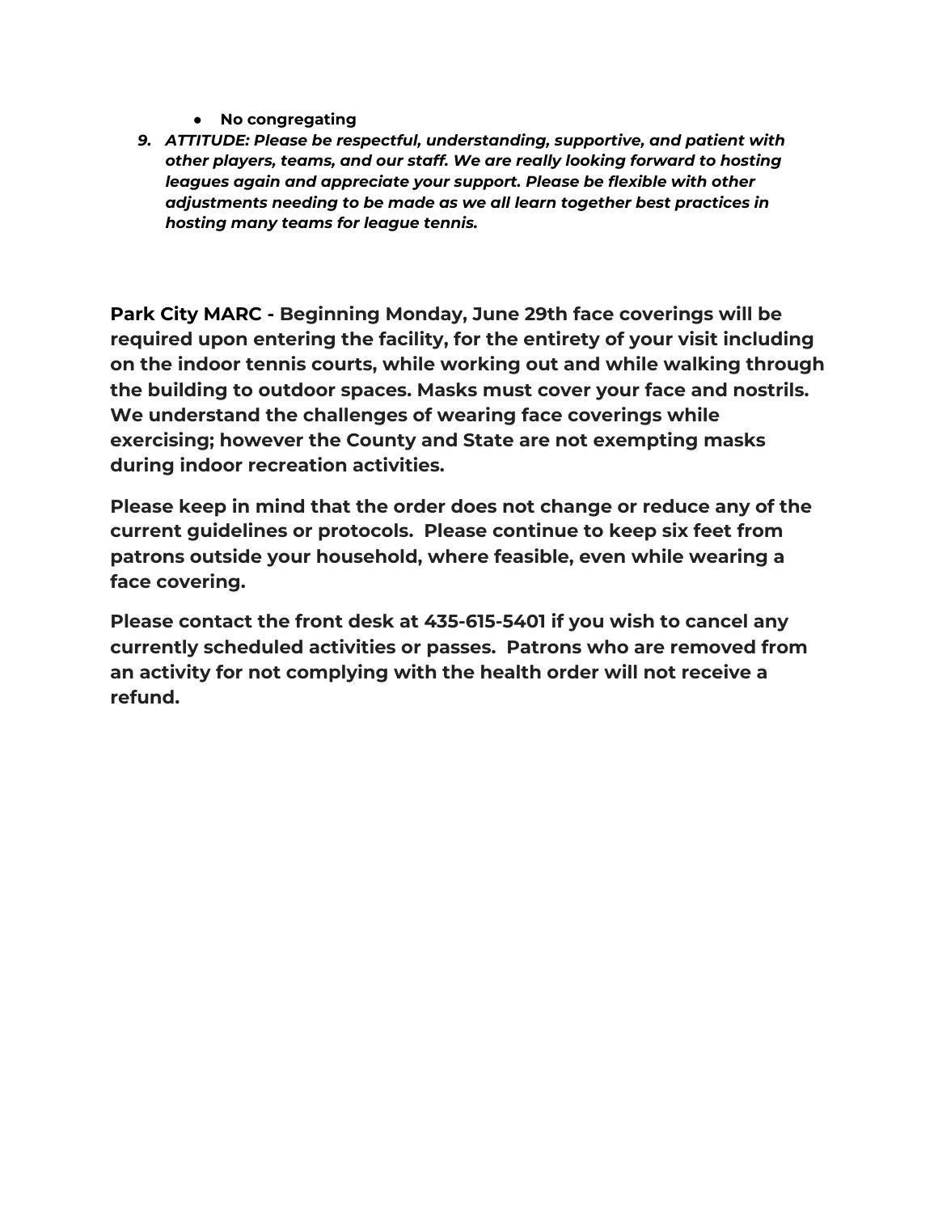- **No congregating**

9. ***ATTITUDE: Please be respectful, understanding, supportive, and patient with other players, teams, and our staff. We are really looking forward to hosting leagues again and appreciate your support. Please be flexible with other adjustments needing to be made as we all learn together best practices in hosting many teams for league tennis.***

**Park City MARC - Beginning Monday, June 29th face coverings will be required upon entering the facility, for the entirety of your visit including on the indoor tennis courts, while working out and while walking through the building to outdoor spaces. Masks must cover your face and nostrils. We understand the challenges of wearing face coverings while exercising; however the County and State are not exempting masks during indoor recreation activities.**

**Please keep in mind that the order does not change or reduce any of the current guidelines or protocols. Please continue to keep six feet from patrons outside your household, where feasible, even while wearing a face covering.**

**Please contact the front desk at 435-615-5401 if you wish to cancel any currently scheduled activities or passes. Patrons who are removed from an activity for not complying with the health order will not receive a refund.**